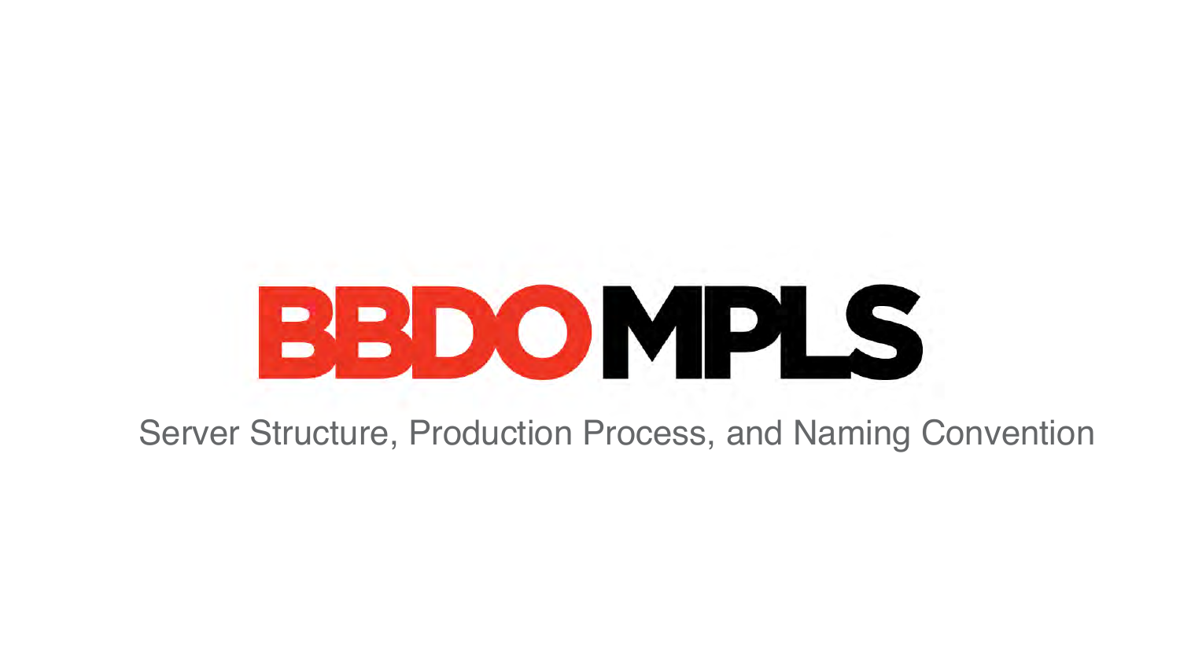# BBDO MPLS

Server Structure, Production Process, and Naming Convention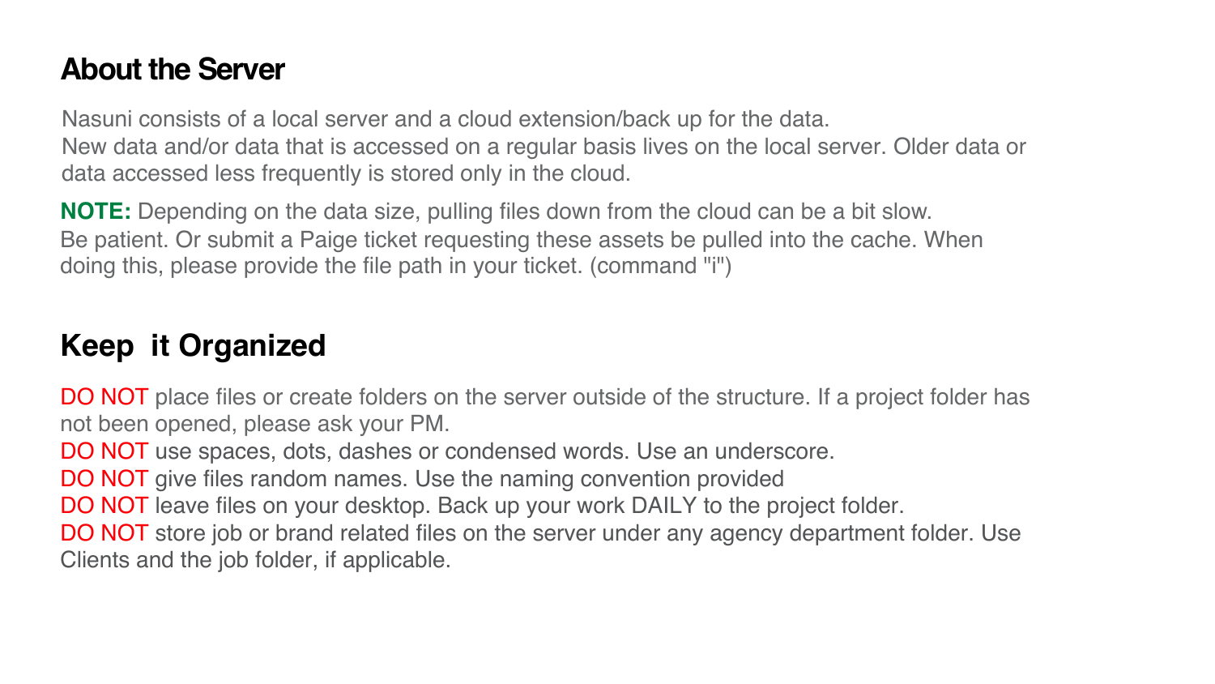## About the Server

Nasuni consists of a local server and a cloud extension/back up for the data.
New data and/or data that is accessed on a regular basis lives on the local server. Older data or data accessed less frequently is stored only in the cloud.

**NOTE:** Depending on the data size, pulling files down from the cloud can be a bit slow. Be patient. Or submit a Paige ticket requesting these assets be pulled into the cache. When doing this, please provide the file path in your ticket. (command "i")

## Keep it Organized

DO NOT place files or create folders on the server outside of the structure. If a project folder has not been opened, please ask your PM.
DO NOT use spaces, dots, dashes or condensed words. Use an underscore.
DO NOT give files random names. Use the naming convention provided
DO NOT leave files on your desktop. Back up your work DAILY to the project folder.
DO NOT store job or brand related files on the server under any agency department folder. Use Clients and the job folder, if applicable.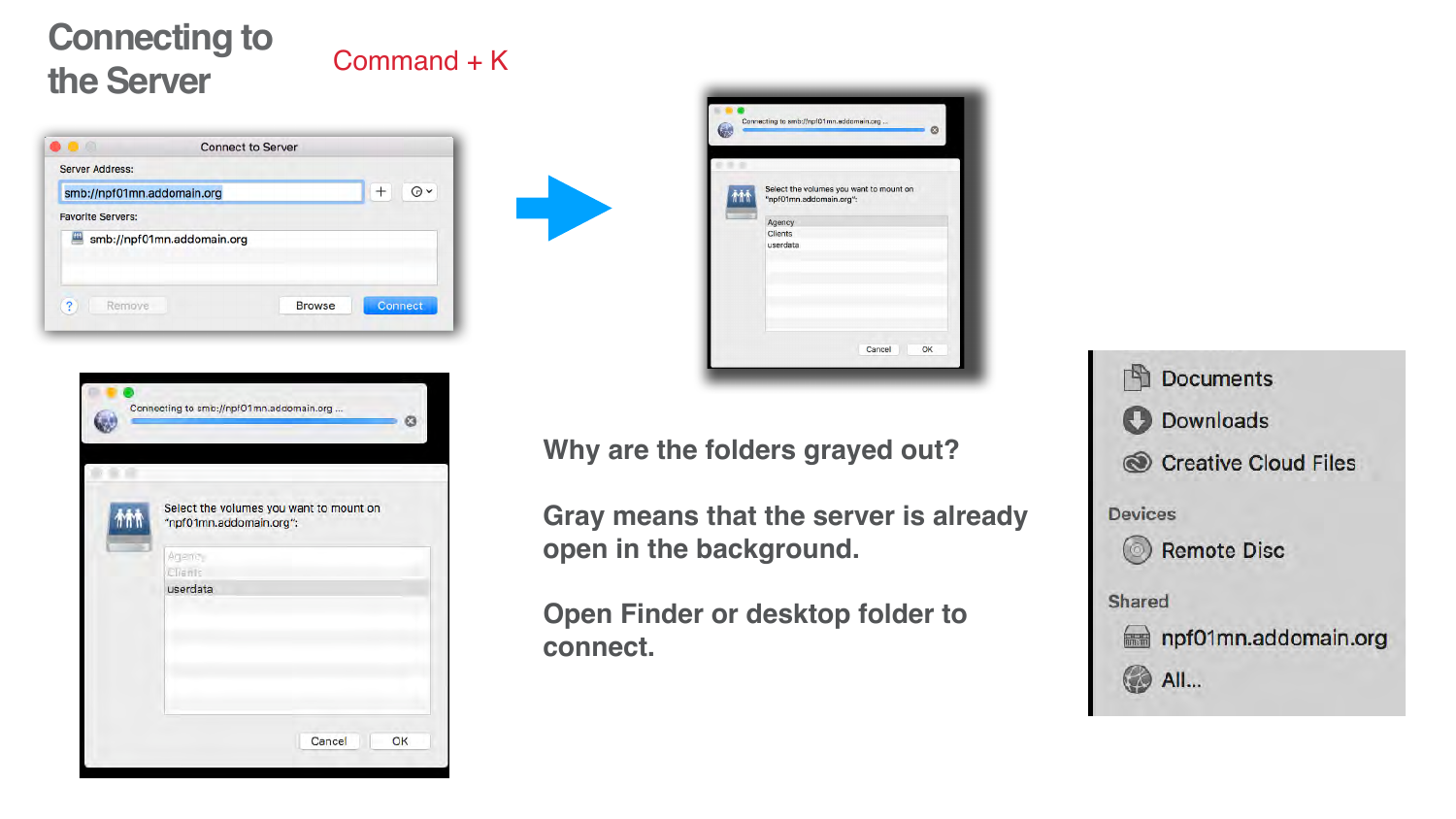# Connecting to the Server

Command + K

Why are the folders grayed out?

Gray means that the server is already open in the background.

Open Finder or desktop folder to connect.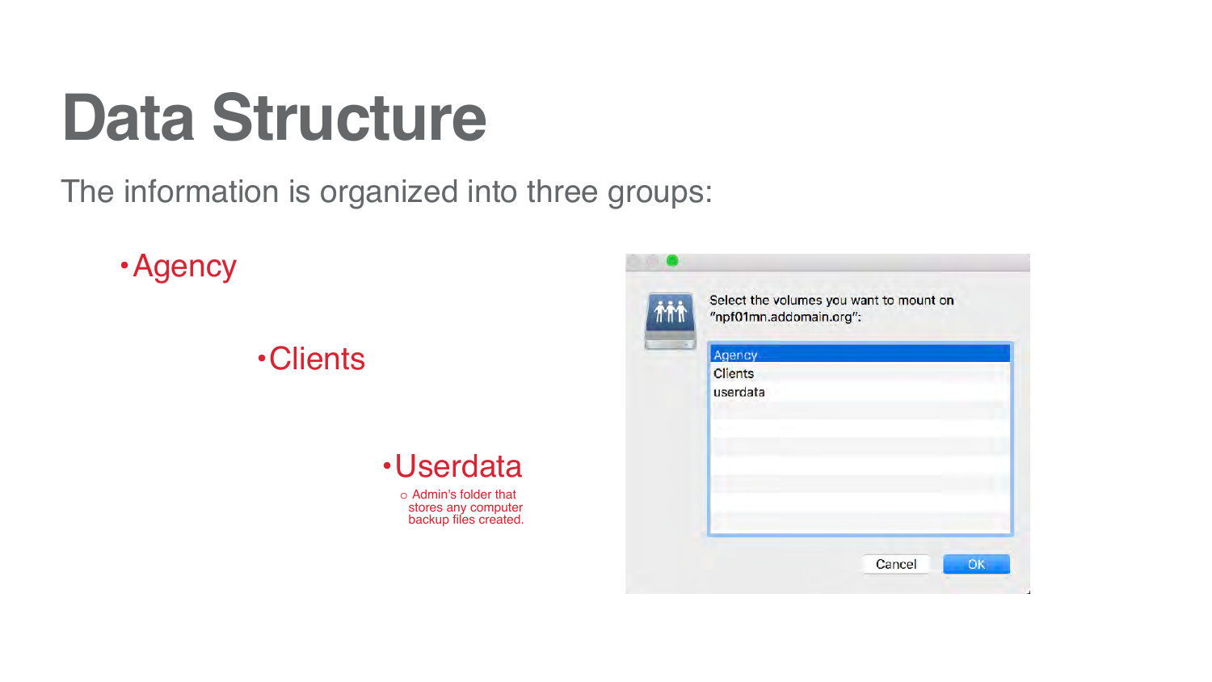# Data Structure

The information is organized into three groups:

- Agency
- Clients
- Userdata
  - Admin's folder that stores any computer backup files created.

Select the volumes you want to mount on "npf01mn.addomain.org":

Agency
Clients
userdata

Cancel OK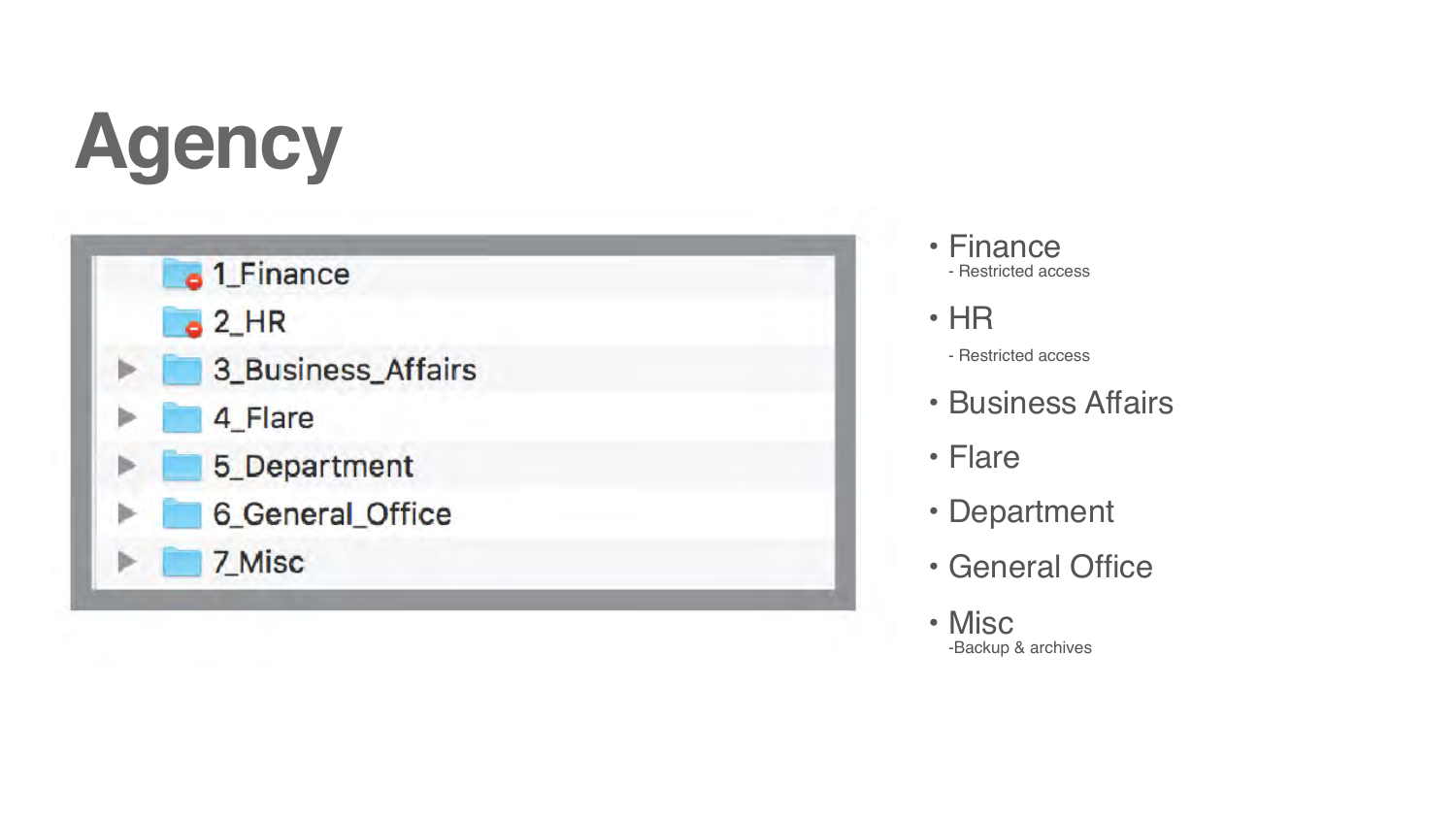# Agency

- 1_Finance
- 2_HR
- 3_Business_Affairs
- 4_Flare
- 5_Department
- 6_General_Office
- 7_Misc

- Finance
  - Restricted access
- HR
  - Restricted access
- Business Affairs
- Flare
- Department
- General Office
- Misc
  - Backup & archives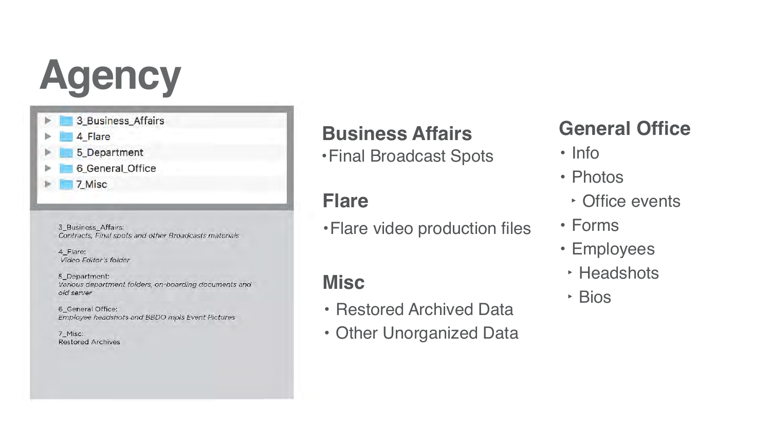# Agency

- 3_Business_Affairs
- 4_Flare
- 5_Department
- 6_General_Office
- 7_Misc

3_Business_Affairs:
*Contracts, Final spots and other Broadcasts materials*

4_Flare:
*Video Editor's folder*

5_Department:
*Various department folders, on-boarding documents and old server*

6_General Office:
*Employee headshots and BBDO mpls Event Pictures*

7_Misc:
Restored Archives

## Business Affairs

- Final Broadcast Spots

## Flare

- Flare video production files

## Misc

- Restored Archived Data
- Other Unorganized Data

## General Office

- Info
- Photos
  - Office events
- Forms
- Employees
  - Headshots
  - Bios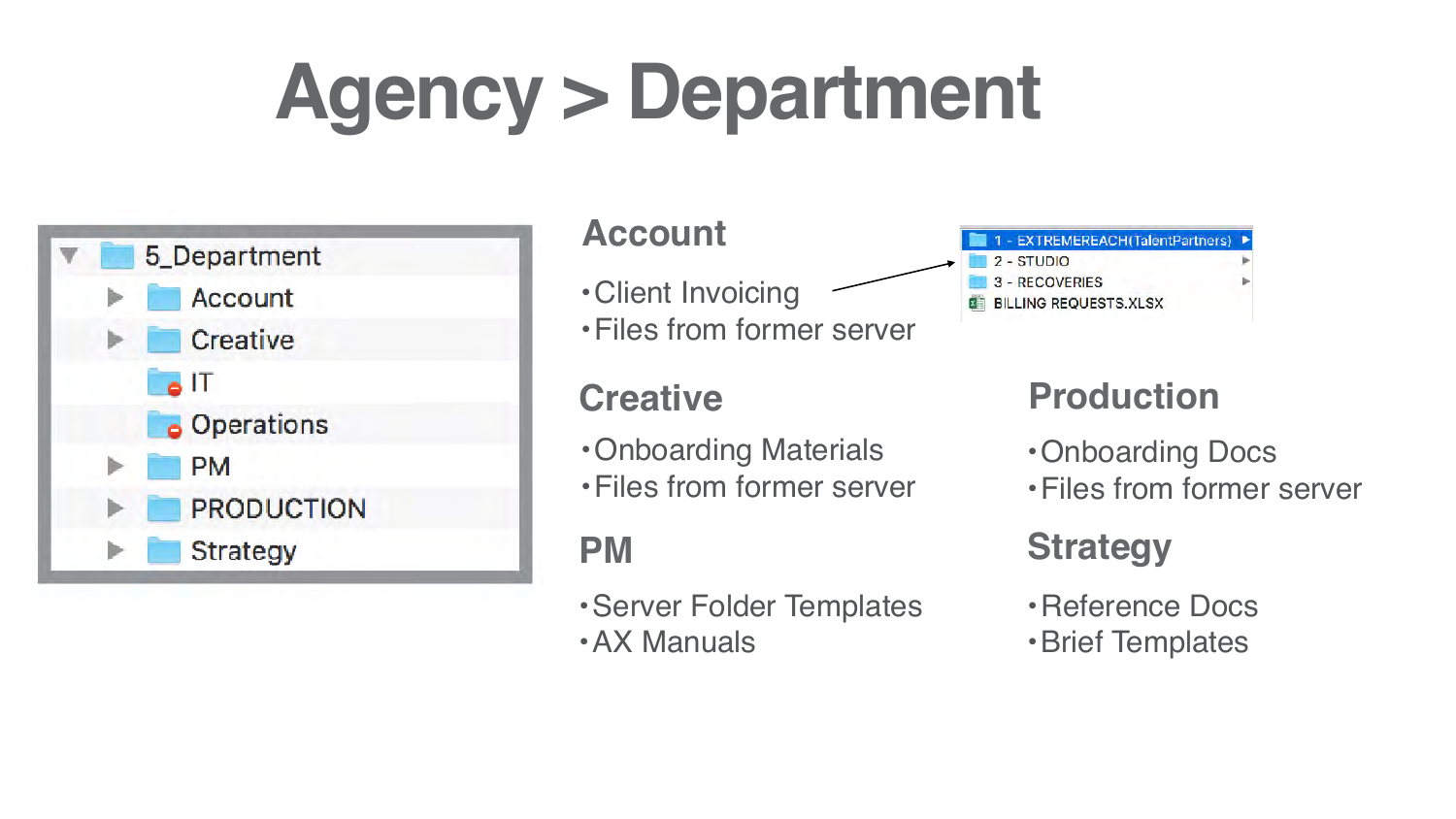# Agency > Department

- 5_Department
  - Account
  - Creative
  - IT
  - Operations
  - PM
  - PRODUCTION
  - Strategy

## Account

- Client Invoicing
- Files from former server

1 - EXTREMEREACH(TalentPartners)
2 - STUDIO
3 - RECOVERIES
BILLING REQUESTS.XLSX

## Creative

- Onboarding Materials
- Files from former server

## Production

- Onboarding Docs
- Files from former server

## PM

- Server Folder Templates
- AX Manuals

## Strategy

- Reference Docs
- Brief Templates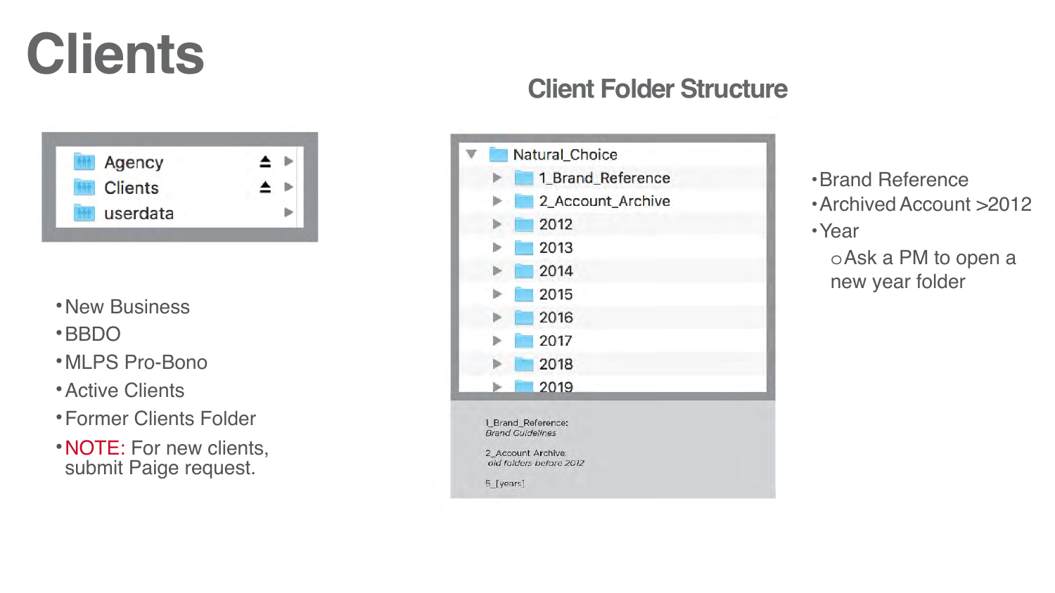# Clients

Agency
Clients
userdata

- New Business
- BBDO
- MLPS Pro-Bono
- Active Clients
- Former Clients Folder
- NOTE: For new clients, submit Paige request.

## Client Folder Structure

Natural_Choice
- 1_Brand_Reference
- 2_Account_Archive
- 2012
- 2013
- 2014
- 2015
- 2016
- 2017
- 2018
- 2019

1_Brand_Reference:
*Brand Guidelines*

2_Account Archive:
*old folders before 2012*

5_[years]

- Brand Reference
- Archived Account >2012
- Year
  - Ask a PM to open a new year folder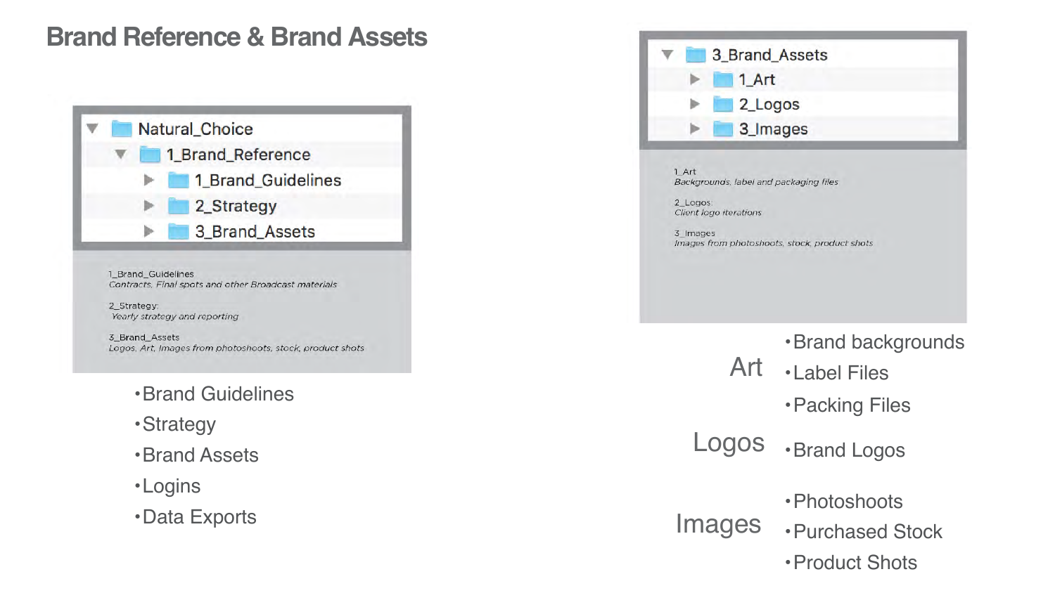# Brand Reference & Brand Assets

- Natural_Choice
  - 1_Brand_Reference
    - 1_Brand_Guidelines
    - 2_Strategy
    - 3_Brand_Assets

1_Brand_Guidelines
*Contracts, Final spots and other Broadcast materials*

2_Strategy:
*Yearly strategy and reporting*

3_Brand_Assets
*Logos, Art, Images from photoshoots, stock, product shots*

- Brand Guidelines
- Strategy
- Brand Assets
- Logins
- Data Exports

- 3_Brand_Assets
  - 1_Art
  - 2_Logos
  - 3_Images

1_Art
*Backgrounds, label and packaging files*

2_Logos:
*Client logo iterations*

3_Images
*Images from photoshoots, stock, product shots*

**Art**
- Brand backgrounds
- Label Files
- Packing Files

**Logos**
- Brand Logos

**Images**
- Photoshoots
- Purchased Stock
- Product Shots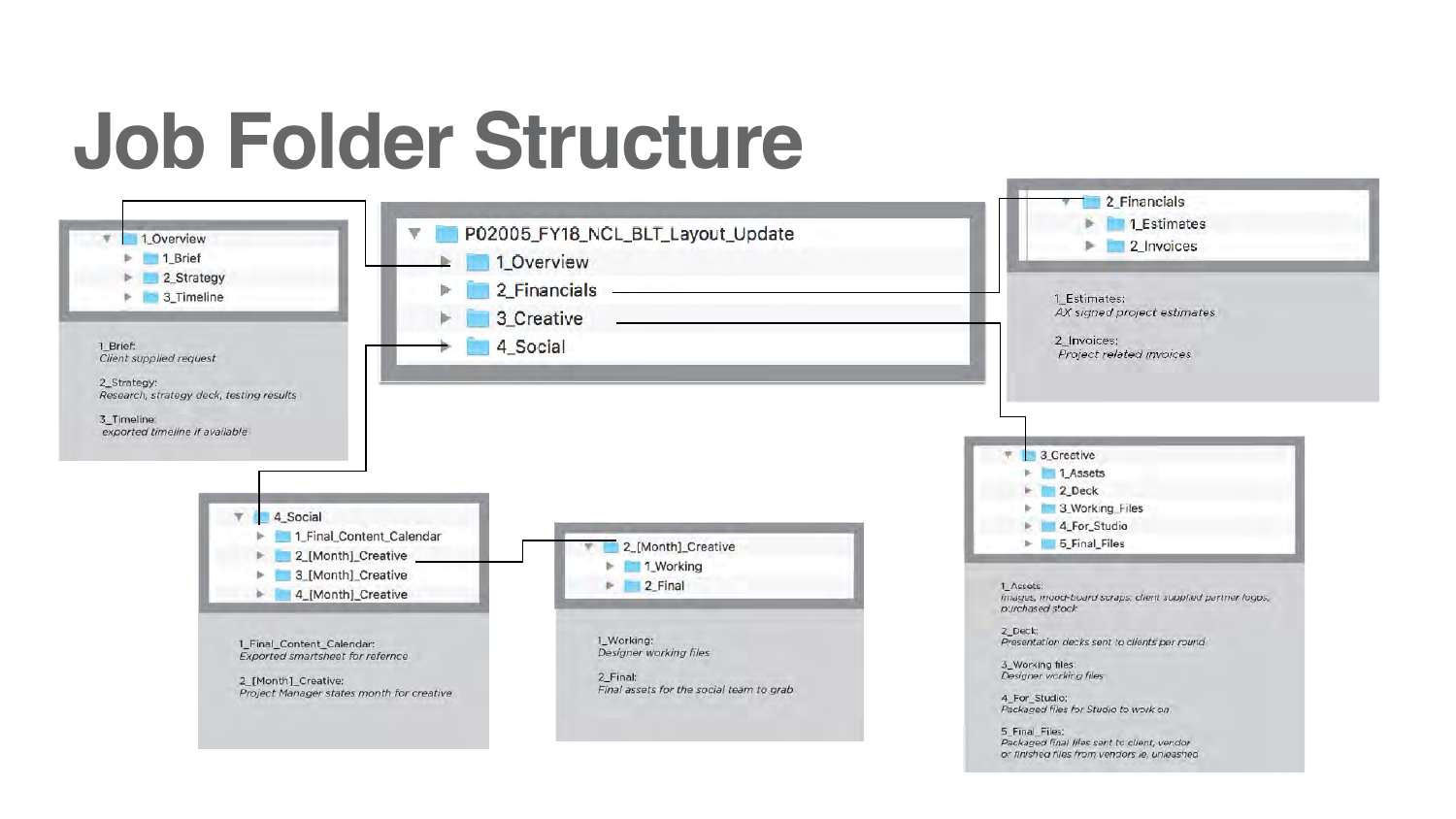# Job Folder Structure

- P02005_FY18_NCL_BLT_Layout_Update
  - 1_Overview
  - 2_Financials
  - 3_Creative
  - 4_Social

## 1_Overview

- 1_Brief
- 2_Strategy
- 3_Timeline

1_Brief:
*Client supplied request*

2_Strategy:
*Research, strategy deck, testing results*

3_Timeline:
*exported timeline if available*

## 2_Financials

- 1_Estimates
- 2_Invoices

1_Estimates:
*AX signed project estimates*

2_Invoices:
*Project related invoices*

## 3_Creative

- 1_Assets
- 2_Deck
- 3_Working_Files
- 4_For_Studio
- 5_Final_Files

1_Assets:
*Images, mood-board scraps, client supplied partner logos, purchased stock*

2_Deck:
*Presentation decks sent to clients per round*

3_Working files:
*Designer working files*

4_For_Studio:
*Packaged files for Studio to work on*

5_Final_Files:
*Packaged final files sent to client, vendor or finished files from vendors ie. unleashed*

## 4_Social

- 1_Final_Content_Calendar
- 2_[Month]_Creative
- 3_[Month]_Creative
- 4_[Month]_Creative

1_Final_Content_Calendar:
*Exported smartsheet for refernce*

2_[Month]_Creative:
*Project Manager states month for creative*

## 2_[Month]_Creative

- 1_Working
- 2_Final

1_Working:
*Designer working files*

2_Final:
*Final assets for the social team to grab*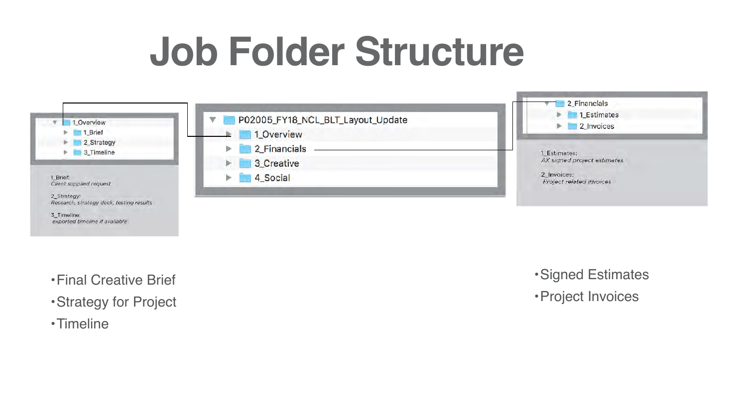# Job Folder Structure

- 1_Overview
  - 1_Brief
  - 2_Strategy
  - 3_Timeline

1_Brief:
*Client supplied request*

2_Strategy:
*Research, strategy deck, testing results*

3_Timeline:
*exported timeline if available*

- P02005_FY18_NCL_BLT_Layout_Update
  - 1_Overview
  - 2_Financials
  - 3_Creative
  - 4_Social

- 2_Financials
  - 1_Estimates
  - 2_Invoices

1_Estimates:
*AX signed project estimates*

2_Invoices:
*Project related invoices*

- Final Creative Brief
- Strategy for Project
- Timeline

- Signed Estimates
- Project Invoices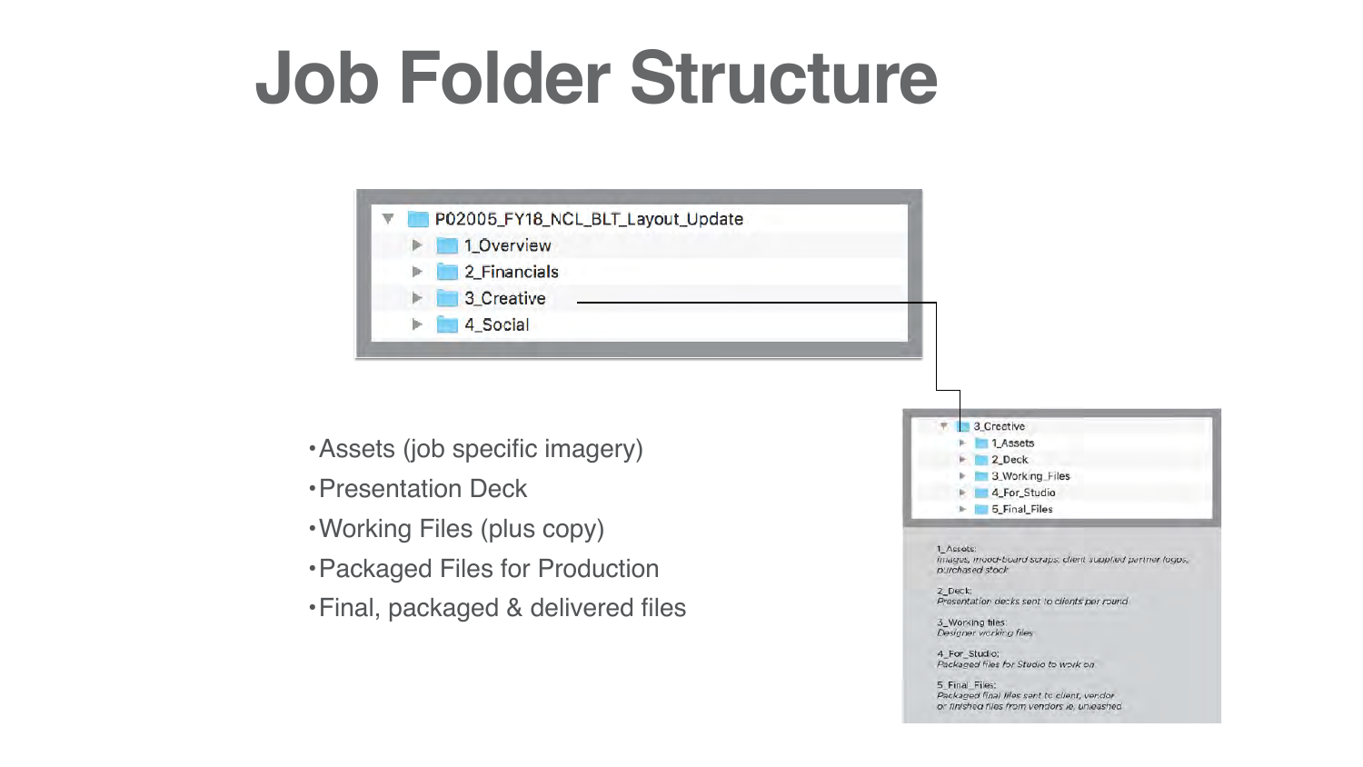# Job Folder Structure

- P02005_FY18_NCL_BLT_Layout_Update
  - 1_Overview
  - 2_Financials
  - 3_Creative
  - 4_Social

- 3_Creative
  - 1_Assets
  - 2_Deck
  - 3_Working_Files
  - 4_For_Studio
  - 5_Final_Files

- •Assets (job specific imagery)
- •Presentation Deck
- •Working Files (plus copy)
- •Packaged Files for Production
- •Final, packaged & delivered files

1_Assets:
*Images, mood-board scraps, client supplied partner logos, purchased stock*

2_Deck:
*Presentation decks sent to clients per round*

3_Working files:
*Designer working files*

4_For_Studio:
*Packaged files for Studio to work on*

5_Final_Files:
*Packaged final files sent to client, vendor or finished files from vendors ie, unleashed*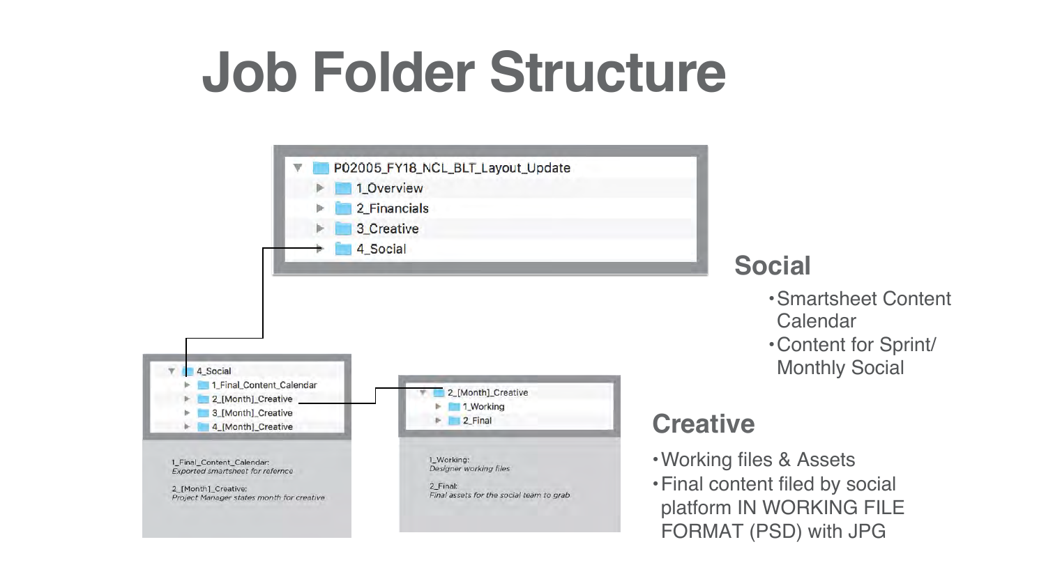# Job Folder Structure

- P02005_FY18_NCL_BLT_Layout_Update
  - 1_Overview
  - 2_Financials
  - 3_Creative
  - 4_Social

- 4_Social
  - 1_Final_Content_Calendar
  - 2_[Month]_Creative
  - 3_[Month]_Creative
  - 4_[Month]_Creative

1_Final_Content_Calendar:
*Exported smartsheet for refernce*

2_[Month]_Creative:
*Project Manager states month for creative*

- 2_[Month]_Creative
  - 1_Working
  - 2_Final

1_Working:
*Designer working files*

2_Final:
*Final assets for the social team to grab*

## Social

- Smartsheet Content Calendar
- Content for Sprint/ Monthly Social

## Creative

- Working files & Assets
- Final content filed by social platform IN WORKING FILE FORMAT (PSD) with JPG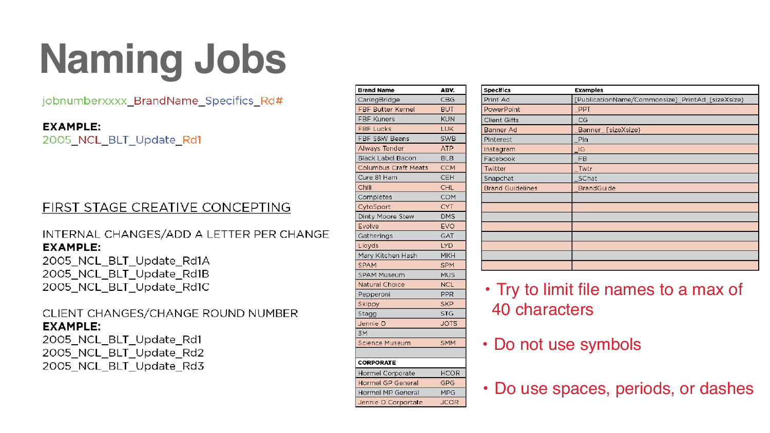# Naming Jobs

jobnumberxxxx_BrandName_Specifics_Rd#

**EXAMPLE:**
2005_NCL_BLT_Update_Rd1

FIRST STAGE CREATIVE CONCEPTING

INTERNAL CHANGES/ADD A LETTER PER CHANGE
**EXAMPLE:**
2005_NCL_BLT_Update_Rd1A
2005_NCL_BLT_Update_Rd1B
2005_NCL_BLT_Update_Rd1C

CLIENT CHANGES/CHANGE ROUND NUMBER
**EXAMPLE:**
2005_NCL_BLT_Update_Rd1
2005_NCL_BLT_Update_Rd2
2005_NCL_BLT_Update_Rd3

| Brand Name | ABV. |
|---|---|
| CaringBridge | CBG |
| FBF Butter Kernel | BUT |
| FBF Kuners | KUN |
| FBF Lucks | LUK |
| FBF S&W Beans | SWB |
| Always Tender | ATP |
| Black Label Bacon | BLB |
| Columbus Craft Meats | CCM |
| Cure 81 Ham | CEH |
| Chili | CHL |
| Compleats | COM |
| CytoSport | CYT |
| Dinty Moore Stew | DMS |
| Evolve | EVO |
| Gatherings | GAT |
| Lloyds | LYD |
| Mary Kitchen Hash | MKH |
| SPAM | SPM |
| SPAM Museum | MUS |
| Natural Choice | NCL |
| Pepperoni | PPR |
| Skippy | SKP |
| Stagg | STG |
| Jennie O | JOTS |
| 3M | |
| Science Museum | SMM |
| | |
| **CORPORATE** | |
| Hormel Corporate | HCOR |
| Hormel GP General | GPG |
| Hormel MP General | MPG |
| Jennie O Corportate | JCOR |

| Specfics | Examples |
|---|---|
| Print Ad | [PublicationName/Commonsize]_PrintAd_[sizeXsize] |
| PowerPoint | _PPT |
| Client Gifts | _CG |
| Banner Ad | _Banner_[sizeXsize] |
| Pinterest | _Pin |
| Instagram | _IG |
| Facebook | _FB |
| Twitter | _Twtr |
| Snapchat | _SChat |
| Brand Guidelines | _BrandGuide |
| | |
| | |
| | |
| | |
| | |
| | |
| | |
| | |

- Try to limit file names to a max of 40 characters
- Do not use symbols
- Do use spaces, periods, or dashes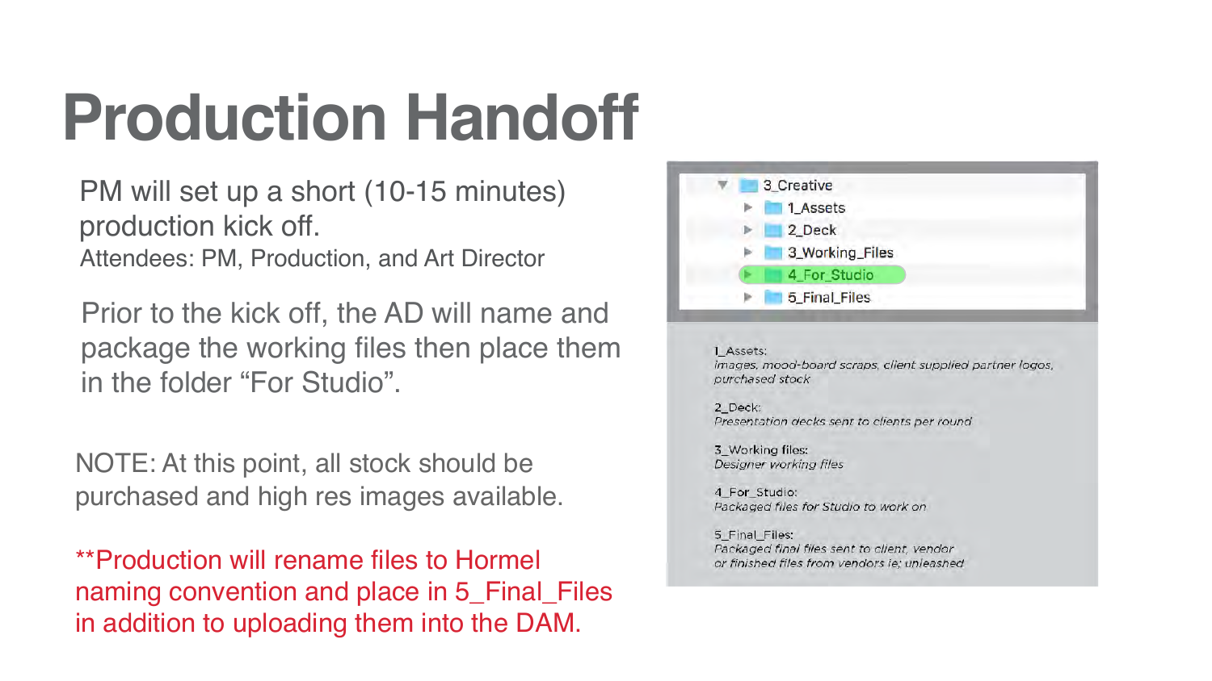# Production Handoff

PM will set up a short (10-15 minutes) production kick off.
Attendees: PM, Production, and Art Director

Prior to the kick off, the AD will name and package the working files then place them in the folder "For Studio".

NOTE: At this point, all stock should be purchased and high res images available.

**Production will rename files to Hormel naming convention and place in 5_Final_Files in addition to uploading them into the DAM.

- 3_Creative
  - 1_Assets
  - 2_Deck
  - 3_Working_Files
  - 4_For_Studio
  - 5_Final_Files

1_Assets:
*images, mood-board scraps, client supplied partner logos, purchased stock*

2_Deck:
*Presentation decks sent to clients per round*

3_Working files:
*Designer working files*

4_For_Studio:
*Packaged files for Studio to work on*

5_Final_Files:
*Packaged final files sent to client, vendor or finished files from vendors ie; unleashed*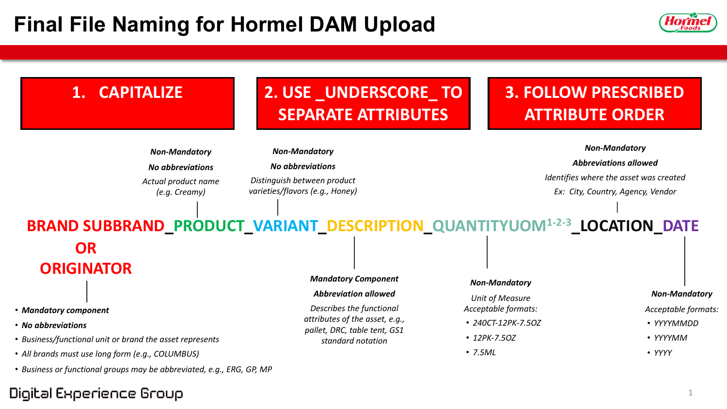# Final File Naming for Hormel DAM Upload

**1. CAPITALIZE**

**2. USE _UNDERSCORE_ TO SEPARATE ATTRIBUTES**

**3. FOLLOW PRESCRIBED ATTRIBUTE ORDER**

**BRAND SUBBRAND_PRODUCT_VARIANT_DESCRIPTION_QUANTITYUOM1-2-3_LOCATION_DATE**

**OR**

**ORIGINATOR**

### BRAND SUBBRAND OR ORIGINATOR

- ***Mandatory component***
- ***No abbreviations***
- *Business/functional unit or brand the asset represents*
- *All brands must use long form (e.g., COLUMBUS)*
- *Business or functional groups may be abbreviated, e.g., ERG, GP, MP*

### PRODUCT

***Non-Mandatory***

***No abbreviations***

*Actual product name (e.g. Creamy)*

### VARIANT

***Non-Mandatory***

***No abbreviations***

*Distinguish between product varieties/flavors (e.g., Honey)*

### DESCRIPTION

***Mandatory Component***

***Abbreviation allowed***

*Describes the functional attributes of the asset, e.g., pallet, DRC, table tent, GS1 standard notation*

### QUANTITYUOM1-2-3

***Non-Mandatory***

*Unit of Measure*

*Acceptable formats:*

- *240CT-12PK-7.5OZ*
- *12PK-7.5OZ*
- *7.5ML*

### LOCATION

***Non-Mandatory***

***Abbreviations allowed***

*Identifies where the asset was created*

*Ex: City, Country, Agency, Vendor*

### DATE

***Non-Mandatory***

*Acceptable formats:*

- *YYYYMMDD*
- *YYYYMM*
- *YYYY*

Digital Experience Group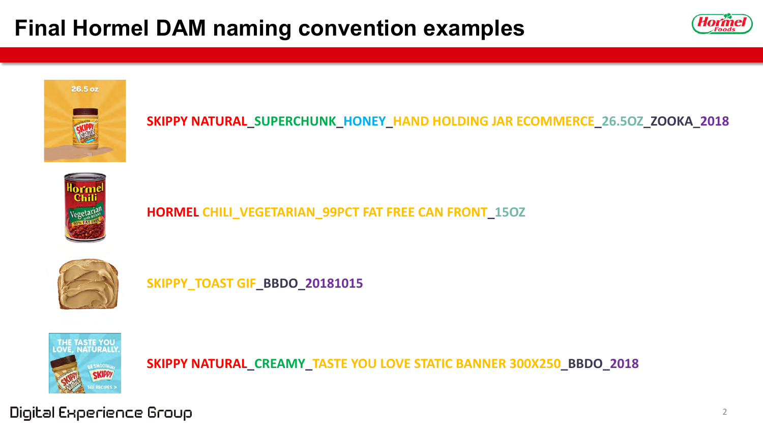# Final Hormel DAM naming convention examples

SKIPPY NATURAL_SUPERCHUNK_HONEY_HAND HOLDING JAR ECOMMERCE_26.5OZ_ZOOKA_2018

HORMEL CHILI_VEGETARIAN_99PCT FAT FREE CAN FRONT_15OZ

SKIPPY_TOAST GIF_BBDO_20181015

SKIPPY NATURAL_CREAMY_TASTE YOU LOVE STATIC BANNER 300X250_BBDO_2018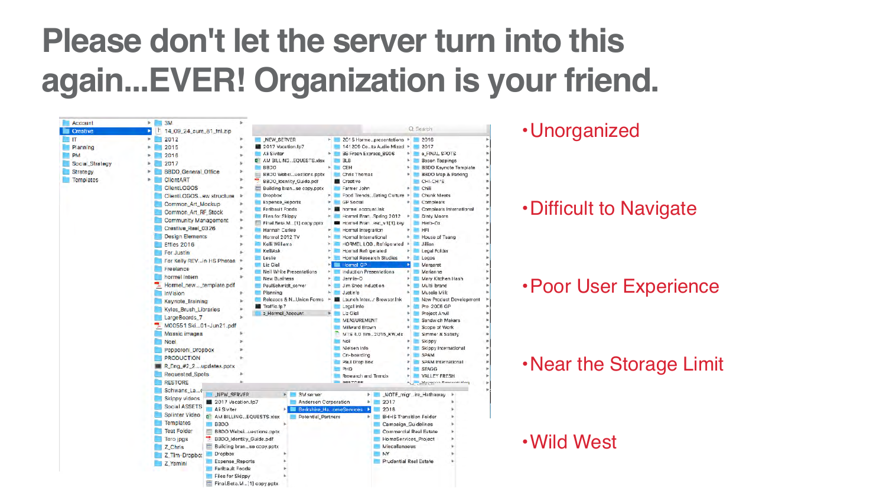# Please don't let the server turn into this again...EVER! Organization is your friend.

- Unorganized
- Difficult to Navigate
- Poor User Experience
- Near the Storage Limit
- Wild West